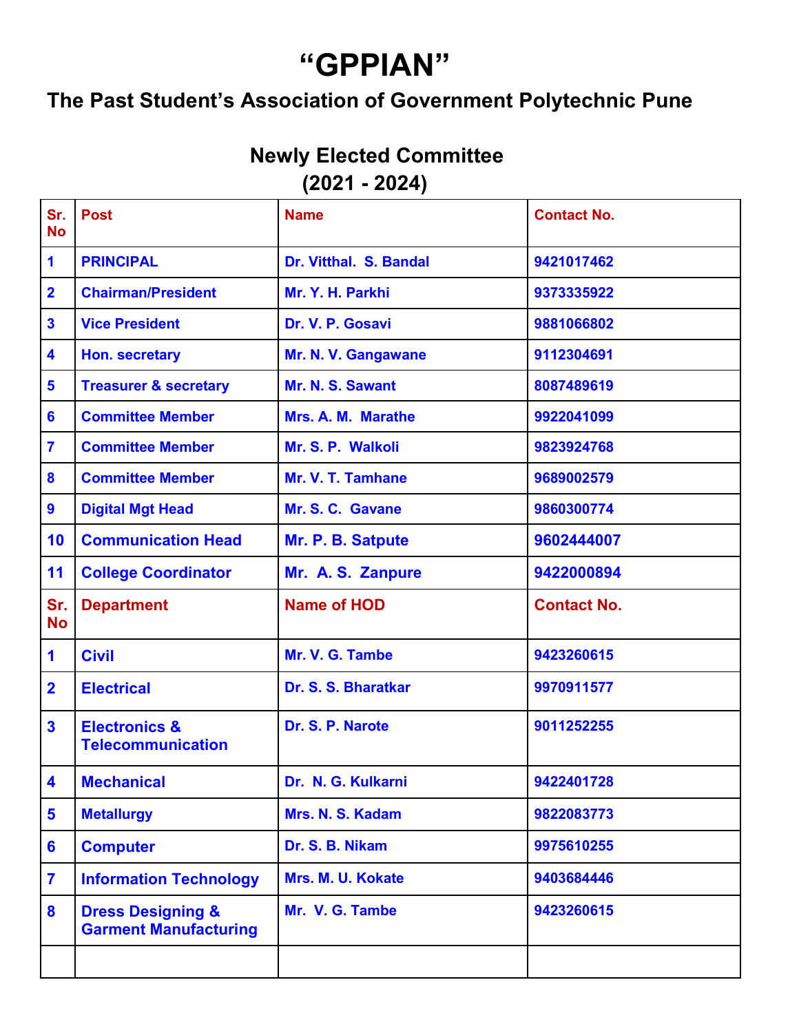# "GPPIAN"

## The Past Student's Association of Government Polytechnic Pune

### Newly Elected Committee
### (2021 - 2024)

| Sr. No | Post | Name | Contact No. |
|---|---|---|---|
| 1 | PRINCIPAL | Dr. Vitthal. S. Bandal | 9421017462 |
| 2 | Chairman/President | Mr. Y. H. Parkhi | 9373335922 |
| 3 | Vice President | Dr. V. P. Gosavi | 9881066802 |
| 4 | Hon. secretary | Mr. N. V. Gangawane | 9112304691 |
| 5 | Treasurer & secretary | Mr. N. S. Sawant | 8087489619 |
| 6 | Committee Member | Mrs. A. M. Marathe | 9922041099 |
| 7 | Committee Member | Mr. S. P. Walkoli | 9823924768 |
| 8 | Committee Member | Mr. V. T. Tamhane | 9689002579 |
| 9 | Digital Mgt Head | Mr. S. C. Gavane | 9860300774 |
| 10 | Communication Head | Mr. P. B. Satpute | 9602444007 |
| 11 | College Coordinator | Mr. A. S. Zanpure | 9422000894 |
| Sr. No | Department | Name of HOD | Contact No. |
| 1 | Civil | Mr. V. G. Tambe | 9423260615 |
| 2 | Electrical | Dr. S. S. Bharatkar | 9970911577 |
| 3 | Electronics & Telecommunication | Dr. S. P. Narote | 9011252255 |
| 4 | Mechanical | Dr. N. G. Kulkarni | 9422401728 |
| 5 | Metallurgy | Mrs. N. S. Kadam | 9822083773 |
| 6 | Computer | Dr. S. B. Nikam | 9975610255 |
| 7 | Information Technology | Mrs. M. U. Kokate | 9403684446 |
| 8 | Dress Designing & Garment Manufacturing | Mr. V. G. Tambe | 9423260615 |
| | | | |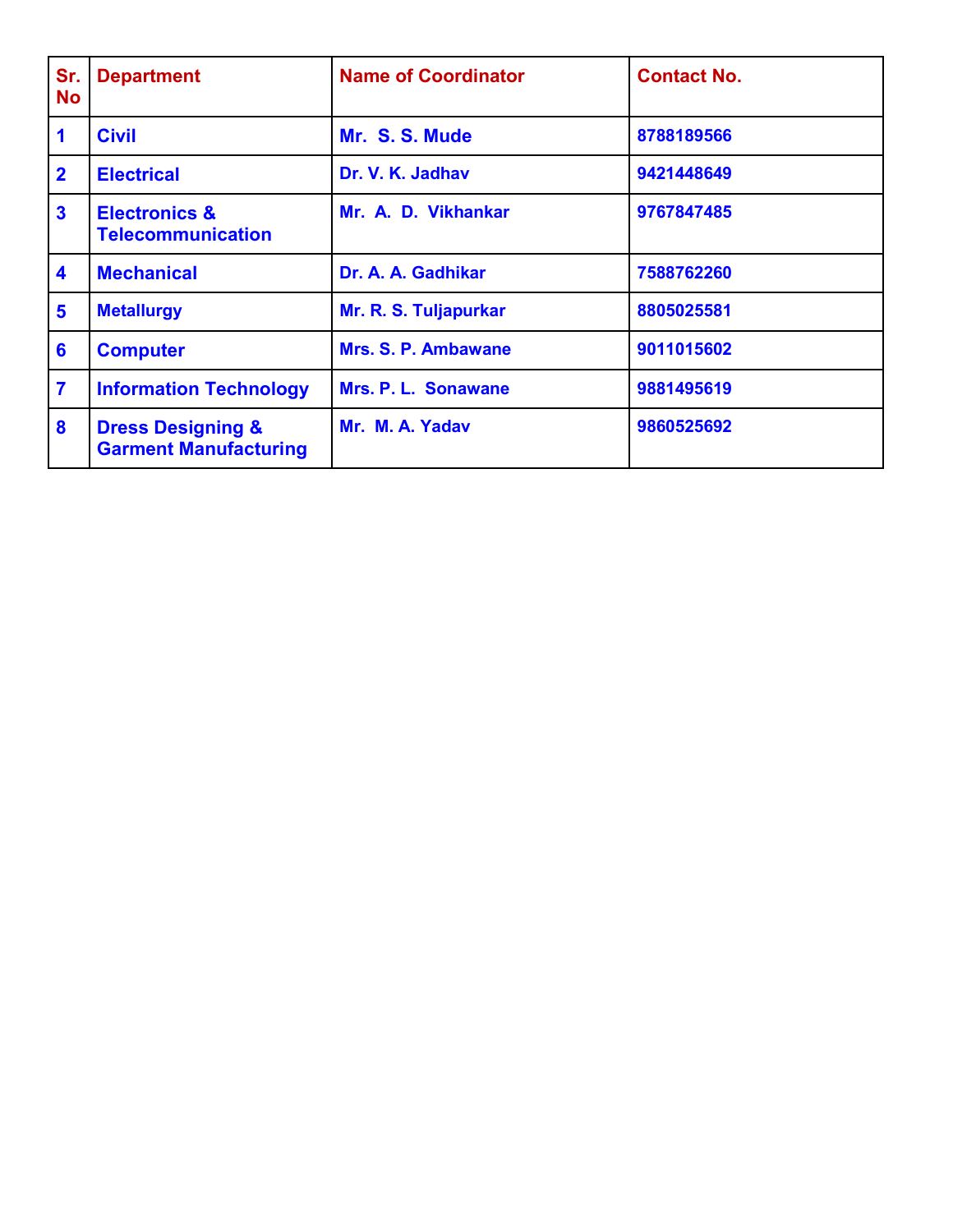| Sr. No | Department | Name of Coordinator | Contact No. |
|---|---|---|---|
| 1 | Civil | Mr. S. S. Mude | 8788189566 |
| 2 | Electrical | Dr. V. K. Jadhav | 9421448649 |
| 3 | Electronics & Telecommunication | Mr. A. D. Vikhankar | 9767847485 |
| 4 | Mechanical | Dr. A. A. Gadhikar | 7588762260 |
| 5 | Metallurgy | Mr. R. S. Tuljapurkar | 8805025581 |
| 6 | Computer | Mrs. S. P. Ambawane | 9011015602 |
| 7 | Information Technology | Mrs. P. L. Sonawane | 9881495619 |
| 8 | Dress Designing & Garment Manufacturing | Mr. M. A. Yadav | 9860525692 |